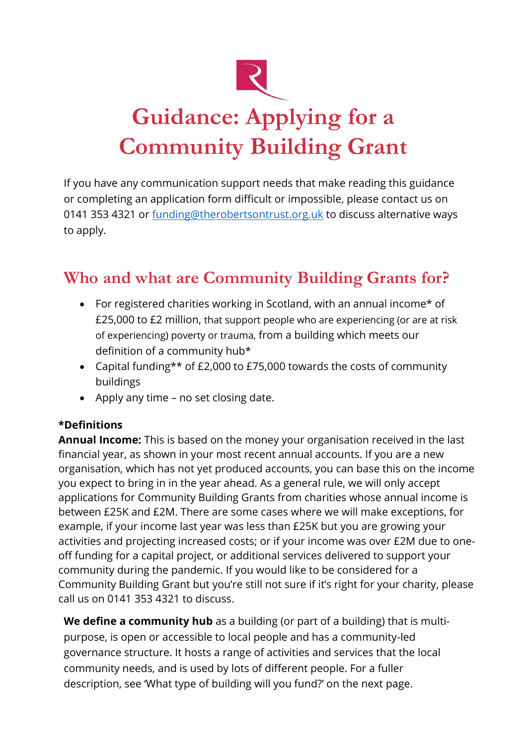# Guidance: Applying for a Community Building Grant

If you have any communication support needs that make reading this guidance or completing an application form difficult or impossible, please contact us on 0141 353 4321 or [funding@therobertsontrust.org.uk](mailto:funding@therobertsontrust.org.uk) to discuss alternative ways to apply.

## Who and what are Community Building Grants for?

- For registered charities working in Scotland, with an annual income* of £25,000 to £2 million, that support people who are experiencing (or are at risk of experiencing) poverty or trauma, from a building which meets our definition of a community hub*
- Capital funding** of £2,000 to £75,000 towards the costs of community buildings
- Apply any time – no set closing date.

**\*Definitions**

**Annual Income:** This is based on the money your organisation received in the last financial year, as shown in your most recent annual accounts. If you are a new organisation, which has not yet produced accounts, you can base this on the income you expect to bring in in the year ahead. As a general rule, we will only accept applications for Community Building Grants from charities whose annual income is between £25K and £2M. There are some cases where we will make exceptions, for example, if your income last year was less than £25K but you are growing your activities and projecting increased costs; or if your income was over £2M due to one-off funding for a capital project, or additional services delivered to support your community during the pandemic. If you would like to be considered for a Community Building Grant but you're still not sure if it's right for your charity, please call us on 0141 353 4321 to discuss.

**We define a community hub** as a building (or part of a building) that is multi-purpose, is open or accessible to local people and has a community-led governance structure. It hosts a range of activities and services that the local community needs, and is used by lots of different people. For a fuller description, see 'What type of building will you fund?' on the next page.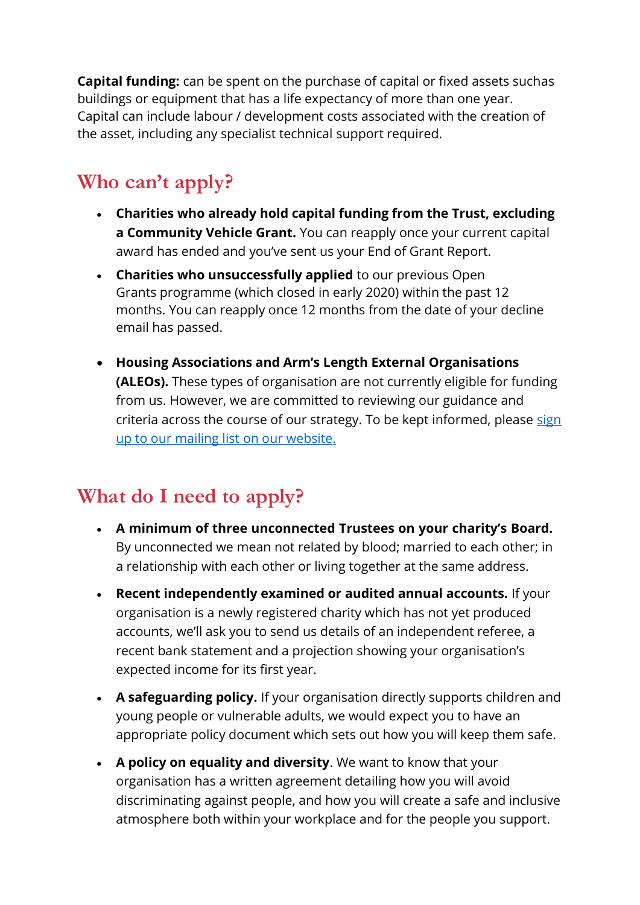**Capital funding:** can be spent on the purchase of capital or fixed assets suchas buildings or equipment that has a life expectancy of more than one year. Capital can include labour / development costs associated with the creation of the asset, including any specialist technical support required.

## Who can't apply?

- **Charities who already hold capital funding from the Trust, excluding a Community Vehicle Grant.** You can reapply once your current capital award has ended and you've sent us your End of Grant Report.
- **Charities who unsuccessfully applied** to our previous Open Grants programme (which closed in early 2020) within the past 12 months. You can reapply once 12 months from the date of your decline email has passed.
- **Housing Associations and Arm's Length External Organisations (ALEOs).** These types of organisation are not currently eligible for funding from us. However, we are committed to reviewing our guidance and criteria across the course of our strategy. To be kept informed, please sign up to our mailing list on our website.

## What do I need to apply?

- **A minimum of three unconnected Trustees on your charity's Board.** By unconnected we mean not related by blood; married to each other; in a relationship with each other or living together at the same address.
- **Recent independently examined or audited annual accounts.** If your organisation is a newly registered charity which has not yet produced accounts, we'll ask you to send us details of an independent referee, a recent bank statement and a projection showing your organisation's expected income for its first year.
- **A safeguarding policy.** If your organisation directly supports children and young people or vulnerable adults, we would expect you to have an appropriate policy document which sets out how you will keep them safe.
- **A policy on equality and diversity**. We want to know that your organisation has a written agreement detailing how you will avoid discriminating against people, and how you will create a safe and inclusive atmosphere both within your workplace and for the people you support.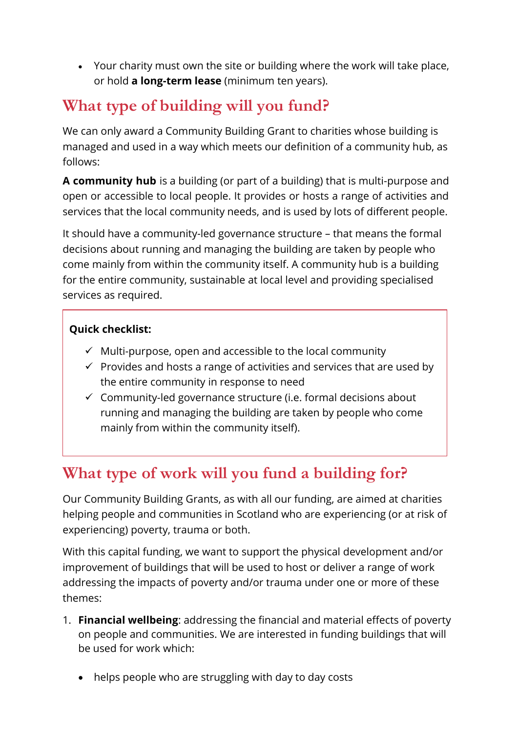- Your charity must own the site or building where the work will take place, or hold **a long-term lease** (minimum ten years).

## What type of building will you fund?

We can only award a Community Building Grant to charities whose building is managed and used in a way which meets our definition of a community hub, as follows:

**A community hub** is a building (or part of a building) that is multi-purpose and open or accessible to local people. It provides or hosts a range of activities and services that the local community needs, and is used by lots of different people.

It should have a community-led governance structure – that means the formal decisions about running and managing the building are taken by people who come mainly from within the community itself. A community hub is a building for the entire community, sustainable at local level and providing specialised services as required.

**Quick checklist:**

- ✓ Multi-purpose, open and accessible to the local community
- ✓ Provides and hosts a range of activities and services that are used by the entire community in response to need
- ✓ Community-led governance structure (i.e. formal decisions about running and managing the building are taken by people who come mainly from within the community itself).

## What type of work will you fund a building for?

Our Community Building Grants, as with all our funding, are aimed at charities helping people and communities in Scotland who are experiencing (or at risk of experiencing) poverty, trauma or both.

With this capital funding, we want to support the physical development and/or improvement of buildings that will be used to host or deliver a range of work addressing the impacts of poverty and/or trauma under one or more of these themes:

1. **Financial wellbeing**: addressing the financial and material effects of poverty on people and communities. We are interested in funding buildings that will be used for work which:

   - helps people who are struggling with day to day costs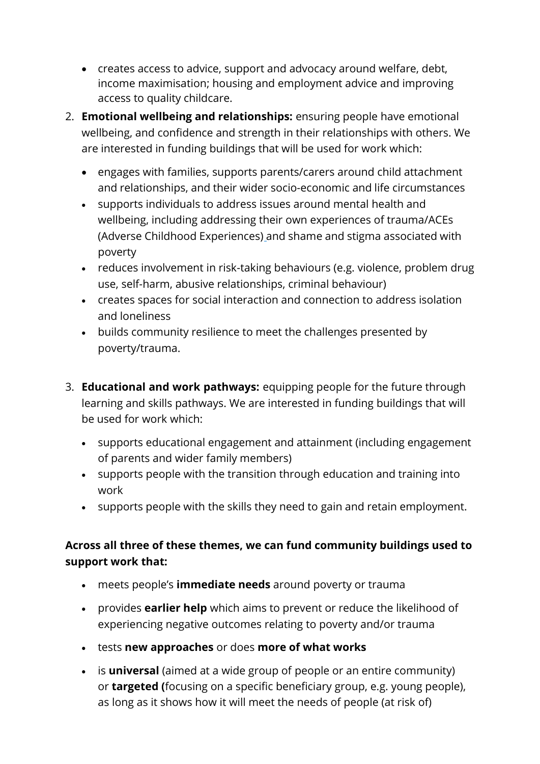- creates access to advice, support and advocacy around welfare, debt, income maximisation; housing and employment advice and improving access to quality childcare.

2. **Emotional wellbeing and relationships:** ensuring people have emotional wellbeing, and confidence and strength in their relationships with others. We are interested in funding buildings that will be used for work which:
   - engages with families, supports parents/carers around child attachment and relationships, and their wider socio-economic and life circumstances
   - supports individuals to address issues around mental health and wellbeing, including addressing their own experiences of trauma/ACEs (Adverse Childhood Experiences) and shame and stigma associated with poverty
   - reduces involvement in risk-taking behaviours (e.g. violence, problem drug use, self-harm, abusive relationships, criminal behaviour)
   - creates spaces for social interaction and connection to address isolation and loneliness
   - builds community resilience to meet the challenges presented by poverty/trauma.

3. **Educational and work pathways:** equipping people for the future through learning and skills pathways. We are interested in funding buildings that will be used for work which:
   - supports educational engagement and attainment (including engagement of parents and wider family members)
   - supports people with the transition through education and training into work
   - supports people with the skills they need to gain and retain employment.

**Across all three of these themes, we can fund community buildings used to support work that:**

- meets people's **immediate needs** around poverty or trauma
- provides **earlier help** which aims to prevent or reduce the likelihood of experiencing negative outcomes relating to poverty and/or trauma
- tests **new approaches** or does **more of what works**
- is **universal** (aimed at a wide group of people or an entire community) or **targeted (**focusing on a specific beneficiary group, e.g. young people), as long as it shows how it will meet the needs of people (at risk of)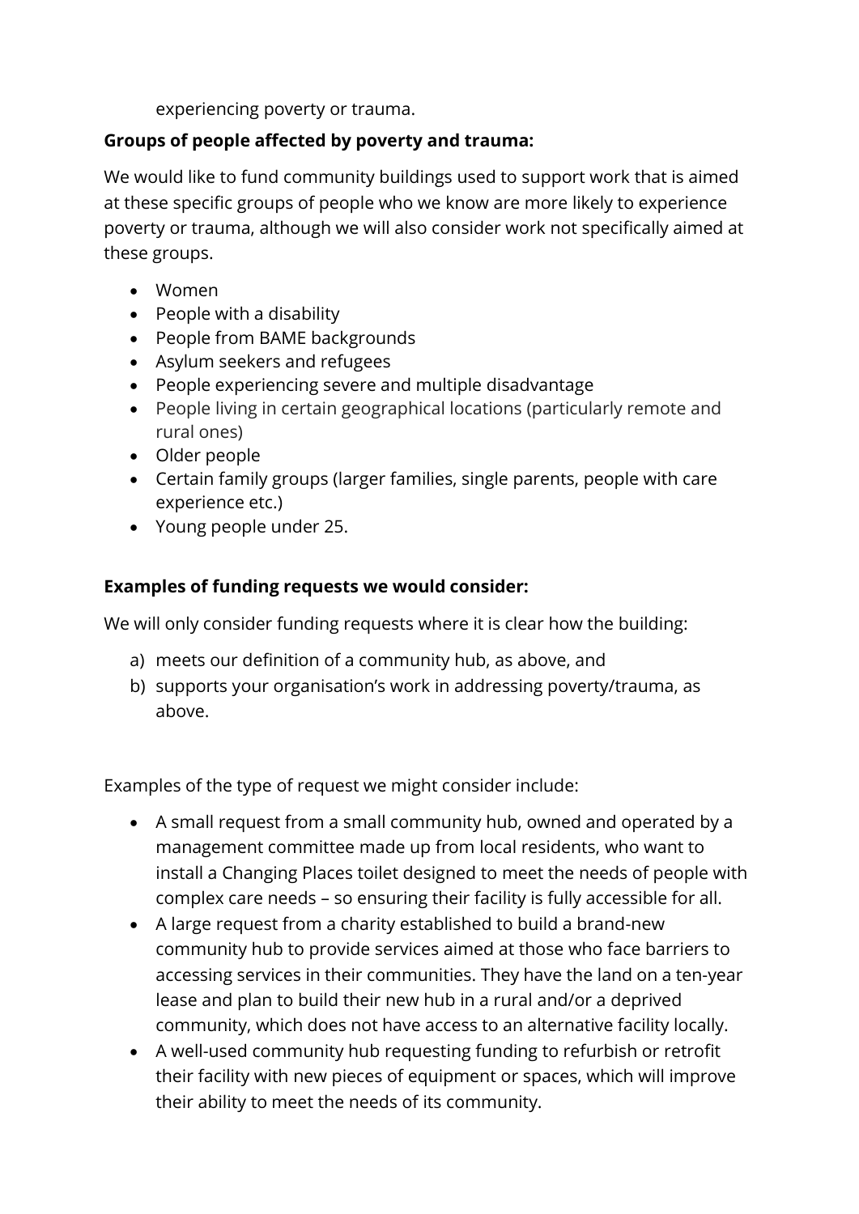experiencing poverty or trauma.

**Groups of people affected by poverty and trauma:**

We would like to fund community buildings used to support work that is aimed at these specific groups of people who we know are more likely to experience poverty or trauma, although we will also consider work not specifically aimed at these groups.

- Women
- People with a disability
- People from BAME backgrounds
- Asylum seekers and refugees
- People experiencing severe and multiple disadvantage
- People living in certain geographical locations (particularly remote and rural ones)
- Older people
- Certain family groups (larger families, single parents, people with care experience etc.)
- Young people under 25.

**Examples of funding requests we would consider:**

We will only consider funding requests where it is clear how the building:

a) meets our definition of a community hub, as above, and
b) supports your organisation's work in addressing poverty/trauma, as above.

Examples of the type of request we might consider include:

- A small request from a small community hub, owned and operated by a management committee made up from local residents, who want to install a Changing Places toilet designed to meet the needs of people with complex care needs – so ensuring their facility is fully accessible for all.
- A large request from a charity established to build a brand-new community hub to provide services aimed at those who face barriers to accessing services in their communities. They have the land on a ten-year lease and plan to build their new hub in a rural and/or a deprived community, which does not have access to an alternative facility locally.
- A well-used community hub requesting funding to refurbish or retrofit their facility with new pieces of equipment or spaces, which will improve their ability to meet the needs of its community.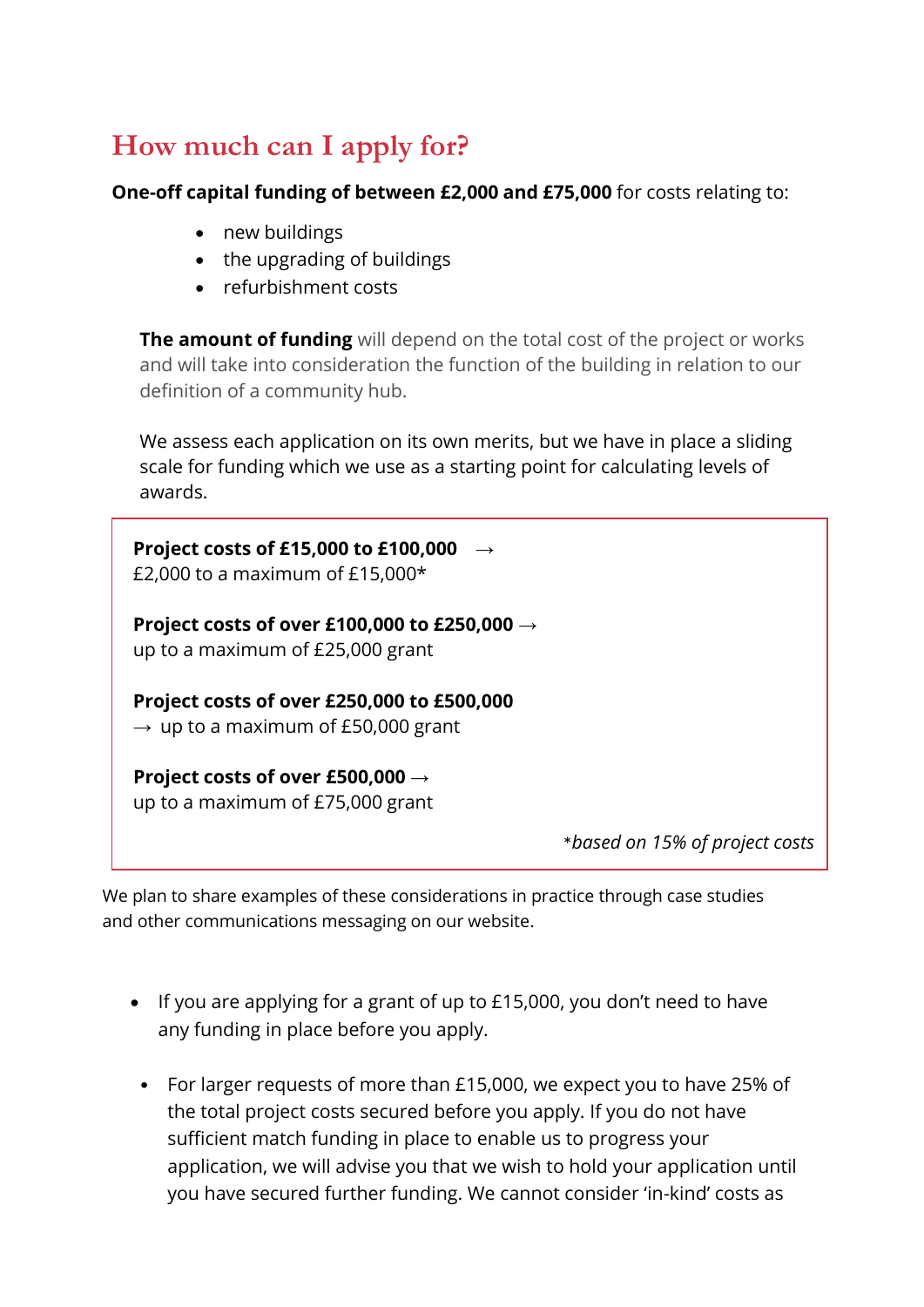## How much can I apply for?

**One-off capital funding of between £2,000 and £75,000** for costs relating to:

- new buildings
- the upgrading of buildings
- refurbishment costs

**The amount of funding** will depend on the total cost of the project or works and will take into consideration the function of the building in relation to our definition of a community hub.

We assess each application on its own merits, but we have in place a sliding scale for funding which we use as a starting point for calculating levels of awards.

**Project costs of £15,000 to £100,000** →
£2,000 to a maximum of £15,000*

**Project costs of over £100,000 to £250,000** →
up to a maximum of £25,000 grant

**Project costs of over £250,000 to £500,000**
→ up to a maximum of £50,000 grant

**Project costs of over £500,000** →
up to a maximum of £75,000 grant

*\*based on 15% of project costs*

We plan to share examples of these considerations in practice through case studies and other communications messaging on our website.

- If you are applying for a grant of up to £15,000, you don't need to have any funding in place before you apply.

- For larger requests of more than £15,000, we expect you to have 25% of the total project costs secured before you apply. If you do not have sufficient match funding in place to enable us to progress your application, we will advise you that we wish to hold your application until you have secured further funding. We cannot consider 'in-kind' costs as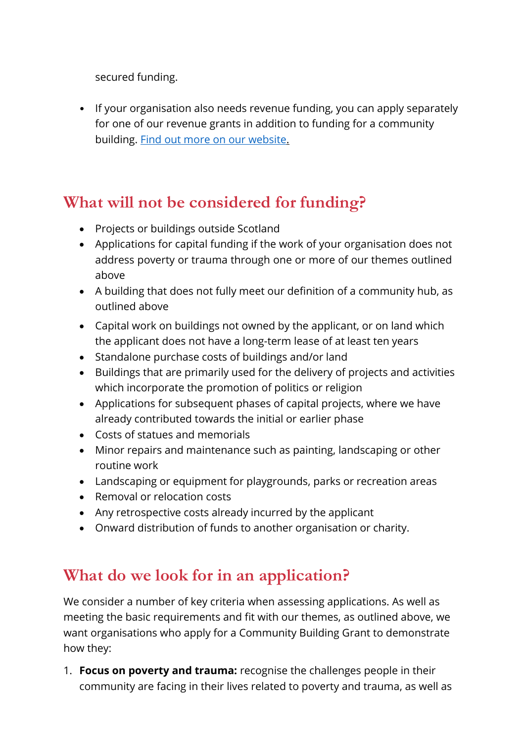secured funding.

- If your organisation also needs revenue funding, you can apply separately for one of our revenue grants in addition to funding for a community building. [Find out more on our website](#).

## What will not be considered for funding?

- Projects or buildings outside Scotland
- Applications for capital funding if the work of your organisation does not address poverty or trauma through one or more of our themes outlined above
- A building that does not fully meet our definition of a community hub, as outlined above
- Capital work on buildings not owned by the applicant, or on land which the applicant does not have a long-term lease of at least ten years
- Standalone purchase costs of buildings and/or land
- Buildings that are primarily used for the delivery of projects and activities which incorporate the promotion of politics or religion
- Applications for subsequent phases of capital projects, where we have already contributed towards the initial or earlier phase
- Costs of statues and memorials
- Minor repairs and maintenance such as painting, landscaping or other routine work
- Landscaping or equipment for playgrounds, parks or recreation areas
- Removal or relocation costs
- Any retrospective costs already incurred by the applicant
- Onward distribution of funds to another organisation or charity.

## What do we look for in an application?

We consider a number of key criteria when assessing applications. As well as meeting the basic requirements and fit with our themes, as outlined above, we want organisations who apply for a Community Building Grant to demonstrate how they:

1. **Focus on poverty and trauma:** recognise the challenges people in their community are facing in their lives related to poverty and trauma, as well as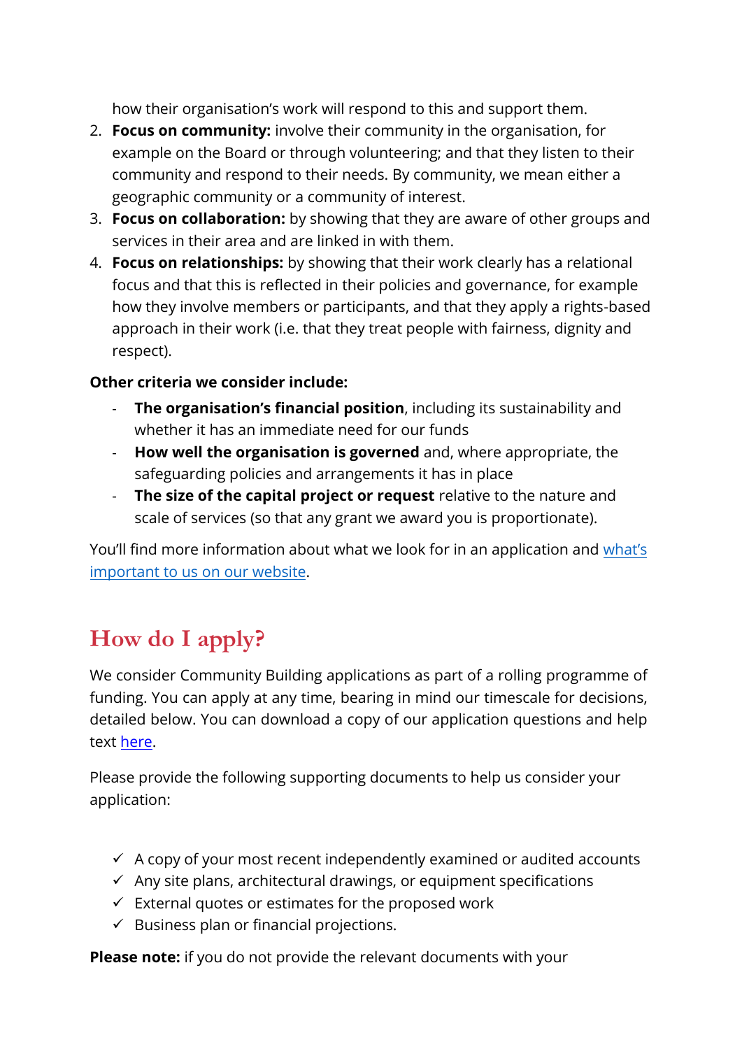how their organisation's work will respond to this and support them.

2. **Focus on community:** involve their community in the organisation, for example on the Board or through volunteering; and that they listen to their community and respond to their needs. By community, we mean either a geographic community or a community of interest.
3. **Focus on collaboration:** by showing that they are aware of other groups and services in their area and are linked in with them.
4. **Focus on relationships:** by showing that their work clearly has a relational focus and that this is reflected in their policies and governance, for example how they involve members or participants, and that they apply a rights-based approach in their work (i.e. that they treat people with fairness, dignity and respect).

**Other criteria we consider include:**

- **The organisation's financial position**, including its sustainability and whether it has an immediate need for our funds
- **How well the organisation is governed** and, where appropriate, the safeguarding policies and arrangements it has in place
- **The size of the capital project or request** relative to the nature and scale of services (so that any grant we award you is proportionate).

You'll find more information about what we look for in an application and what's important to us on our website.

## How do I apply?

We consider Community Building applications as part of a rolling programme of funding. You can apply at any time, bearing in mind our timescale for decisions, detailed below. You can download a copy of our application questions and help text here.

Please provide the following supporting documents to help us consider your application:

- ✓ A copy of your most recent independently examined or audited accounts
- ✓ Any site plans, architectural drawings, or equipment specifications
- ✓ External quotes or estimates for the proposed work
- ✓ Business plan or financial projections.

**Please note:** if you do not provide the relevant documents with your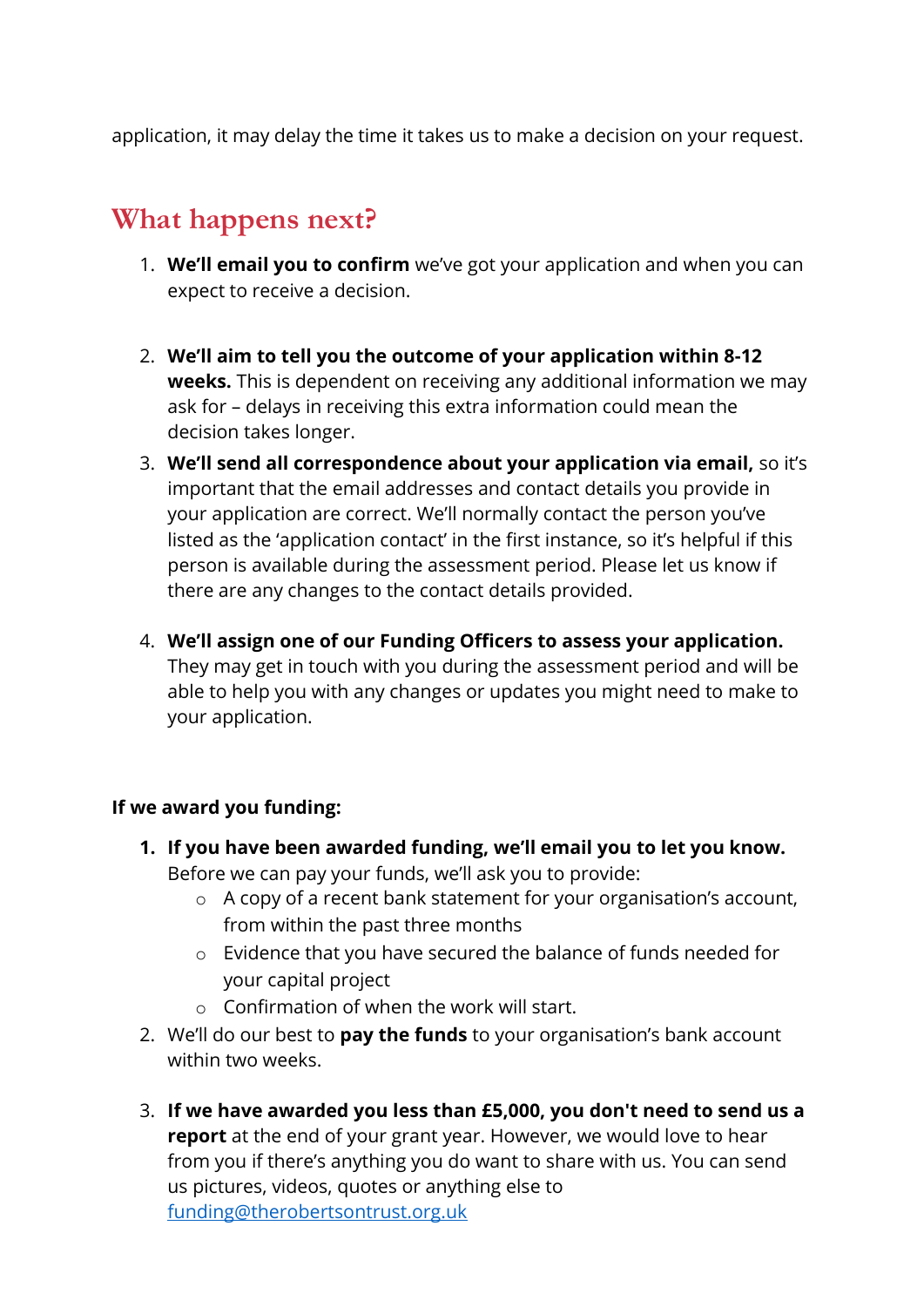application, it may delay the time it takes us to make a decision on your request.

## What happens next?

1. **We'll email you to confirm** we've got your application and when you can expect to receive a decision.

2. **We'll aim to tell you the outcome of your application within 8-12 weeks.** This is dependent on receiving any additional information we may ask for – delays in receiving this extra information could mean the decision takes longer.
3. **We'll send all correspondence about your application via email,** so it's important that the email addresses and contact details you provide in your application are correct. We'll normally contact the person you've listed as the 'application contact' in the first instance, so it's helpful if this person is available during the assessment period. Please let us know if there are any changes to the contact details provided.

4. **We'll assign one of our Funding Officers to assess your application.** They may get in touch with you during the assessment period and will be able to help you with any changes or updates you might need to make to your application.

**If we award you funding:**

1. **If you have been awarded funding, we'll email you to let you know.** Before we can pay your funds, we'll ask you to provide:
   - A copy of a recent bank statement for your organisation's account, from within the past three months
   - Evidence that you have secured the balance of funds needed for your capital project
   - Confirmation of when the work will start.
2. We'll do our best to **pay the funds** to your organisation's bank account within two weeks.

3. **If we have awarded you less than £5,000, you don't need to send us a report** at the end of your grant year. However, we would love to hear from you if there's anything you do want to share with us. You can send us pictures, videos, quotes or anything else to funding@therobertsontrust.org.uk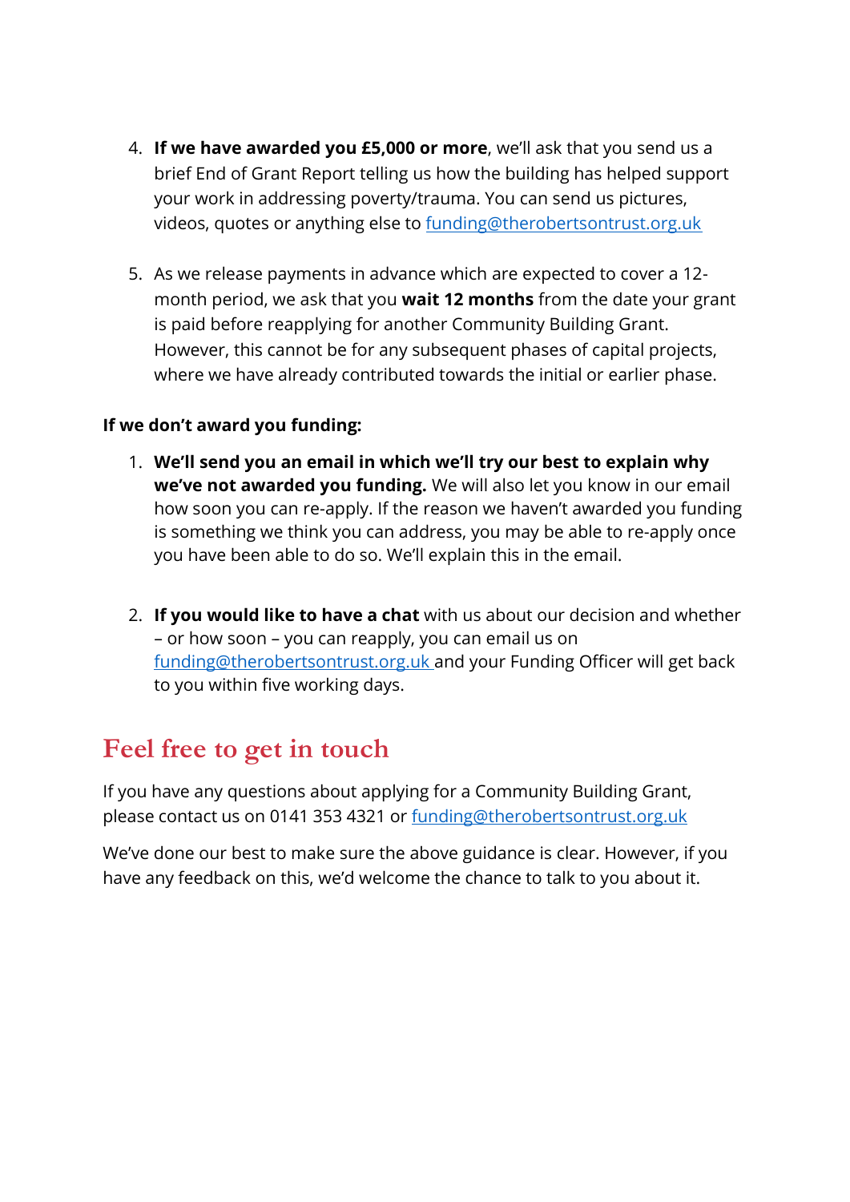4. **If we have awarded you £5,000 or more**, we'll ask that you send us a brief End of Grant Report telling us how the building has helped support your work in addressing poverty/trauma. You can send us pictures, videos, quotes or anything else to funding@therobertsontrust.org.uk

5. As we release payments in advance which are expected to cover a 12-month period, we ask that you **wait 12 months** from the date your grant is paid before reapplying for another Community Building Grant. However, this cannot be for any subsequent phases of capital projects, where we have already contributed towards the initial or earlier phase.

**If we don't award you funding:**

1. **We'll send you an email in which we'll try our best to explain why we've not awarded you funding.** We will also let you know in our email how soon you can re-apply. If the reason we haven't awarded you funding is something we think you can address, you may be able to re-apply once you have been able to do so. We'll explain this in the email.

2. **If you would like to have a chat** with us about our decision and whether – or how soon – you can reapply, you can email us on funding@therobertsontrust.org.uk and your Funding Officer will get back to you within five working days.

## Feel free to get in touch

If you have any questions about applying for a Community Building Grant, please contact us on 0141 353 4321 or funding@therobertsontrust.org.uk

We've done our best to make sure the above guidance is clear. However, if you have any feedback on this, we'd welcome the chance to talk to you about it.